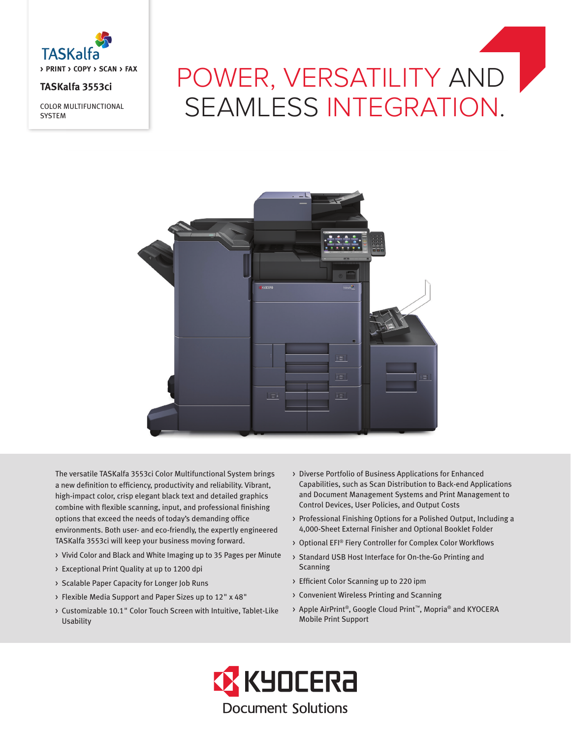TASKalfa

› PRINT › COPY › SCAN › FAX

**TASKalfa 3553ci**

COLOR MULTIFUNCTIONAL SYSTEM

# POWER, VERSATILITY AND SEAMLESS INTEGRATION.

The versatile TASKalfa 3553ci Color Multifunctional System brings a new definition to efficiency, productivity and reliability. Vibrant, high-impact color, crisp elegant black text and detailed graphics combine with flexible scanning, input, and professional finishing options that exceed the needs of today's demanding office environments. Both user- and eco-friendly, the expertly engineered TASKalfa 3553ci will keep your business moving forward.

- Vivid Color and Black and White Imaging up to 35 Pages per Minute
- Exceptional Print Quality at up to 1200 dpi
- Scalable Paper Capacity for Longer Job Runs
- Flexible Media Support and Paper Sizes up to 12" x 48"
- Customizable 10.1" Color Touch Screen with Intuitive, Tablet-Like Usability
- Diverse Portfolio of Business Applications for Enhanced Capabilities, such as Scan Distribution to Back-end Applications and Document Management Systems and Print Management to Control Devices, User Policies, and Output Costs
- Professional Finishing Options for a Polished Output, Including a 4,000-Sheet External Finisher and Optional Booklet Folder
- Optional EFI® Fiery Controller for Complex Color Workflows
- Standard USB Host Interface for On-the-Go Printing and Scanning
- Efficient Color Scanning up to 220 ipm
- Convenient Wireless Printing and Scanning
- Apple AirPrint®, Google Cloud Print™, Mopria® and KYOCERA Mobile Print Support

KYOCERA Document Solutions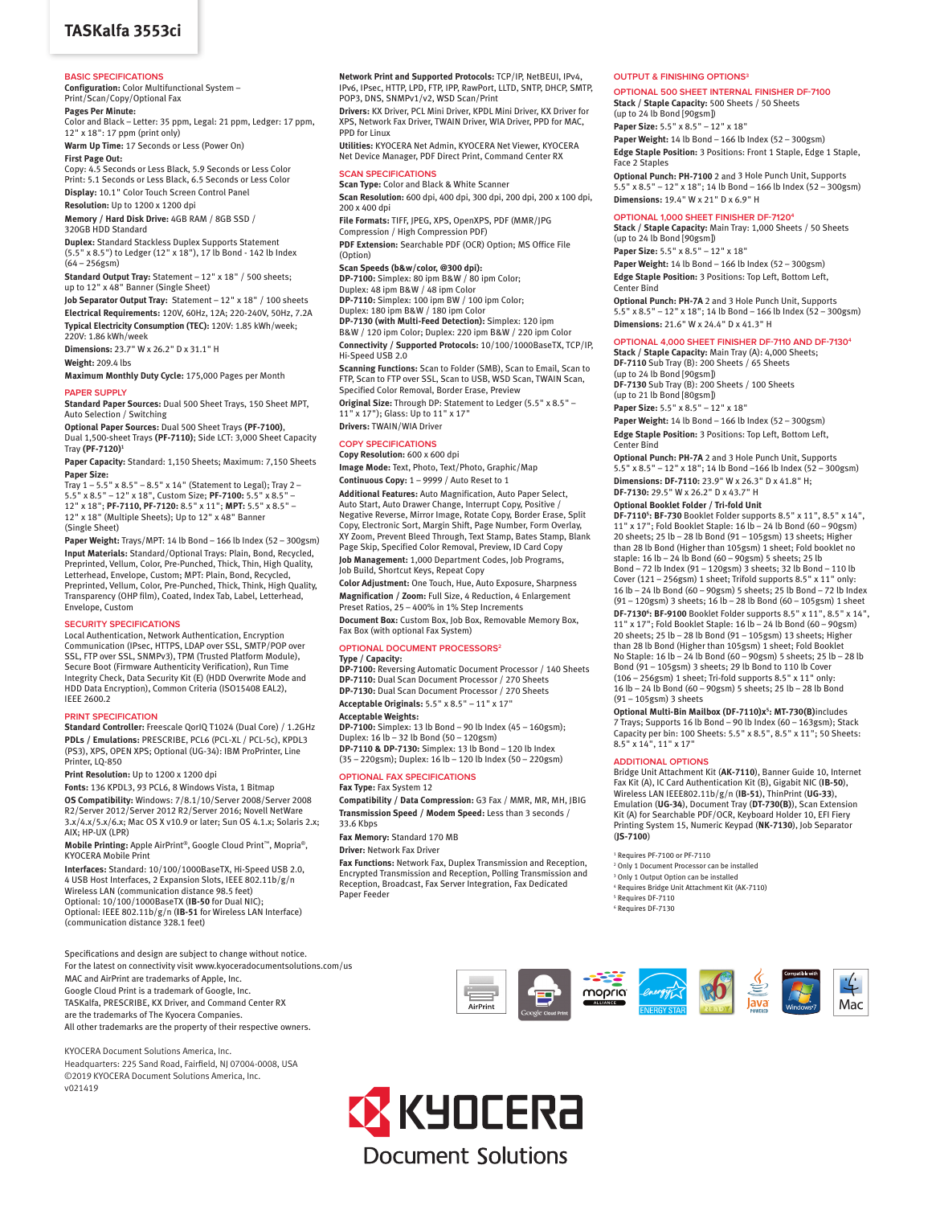# TASKalfa 3553ci

## BASIC SPECIFICATIONS

**Configuration:** Color Multifunctional System – Print/Scan/Copy/Optional Fax

**Pages Per Minute:**
Color and Black – Letter: 35 ppm, Legal: 21 ppm, Ledger: 17 ppm, 12" x 18": 17 ppm (print only)

**Warm Up Time:** 17 Seconds or Less (Power On)

**First Page Out:**
Copy: 4.5 Seconds or Less Black, 5.9 Seconds or Less Color
Print: 5.1 Seconds or Less Black, 6.5 Seconds or Less Color

**Display:** 10.1" Color Touch Screen Control Panel

**Resolution:** Up to 1200 x 1200 dpi

**Memory / Hard Disk Drive:** 4GB RAM / 8GB SSD / 320GB HDD Standard

**Duplex:** Standard Stackless Duplex Supports Statement (5.5" x 8.5") to Ledger (12" x 18"), 17 lb Bond - 142 lb Index (64 – 256gsm)

**Standard Output Tray:** Statement – 12" x 18" / 500 sheets; up to 12" x 48" Banner (Single Sheet)

**Job Separator Output Tray:** Statement – 12" x 18" / 100 sheets

**Electrical Requirements:** 120V, 60Hz, 12A; 220-240V, 50Hz, 7.2A

**Typical Electricity Consumption (TEC):** 120V: 1.85 kWh/week; 220V: 1.86 kWh/week

**Dimensions:** 23.7" W x 26.2" D x 31.1" H

**Weight:** 209.4 lbs

**Maximum Monthly Duty Cycle:** 175,000 Pages per Month

## PAPER SUPPLY

**Standard Paper Sources:** Dual 500 Sheet Trays, 150 Sheet MPT, Auto Selection / Switching

**Optional Paper Sources:** Dual 500 Sheet Trays (**PF-7100**), Dual 1,500-sheet Trays (**PF-7110**); Side LCT: 3,000 Sheet Capacity Tray (**PF-7120**)[1]

**Paper Capacity:** Standard: 1,150 Sheets; Maximum: 7,150 Sheets

**Paper Size:**
Tray 1 – 5.5" x 8.5" – 8.5" x 14" (Statement to Legal); Tray 2 – 5.5" x 8.5" – 12" x 18", Custom Size; **PF-7100:** 5.5" x 8.5" – 12" x 18"; **PF-7110, PF-7120:** 8.5" x 11"; **MPT:** 5.5" x 8.5" – 12" x 18" (Multiple Sheets); Up to 12" x 48" Banner (Single Sheet)

**Paper Weight:** Trays/MPT: 14 lb Bond – 166 lb Index (52 – 300gsm)

**Input Materials:** Standard/Optional Trays: Plain, Bond, Recycled, Preprinted, Vellum, Color, Pre-Punched, Thick, Thin, High Quality, Letterhead, Envelope, Custom; MPT: Plain, Bond, Recycled, Preprinted, Vellum, Color, Pre-Punched, Thick, Think, High Quality, Transparency (OHP film), Coated, Index Tab, Label, Letterhead, Envelope, Custom

## SECURITY SPECIFICATIONS

Local Authentication, Network Authentication, Encryption Communication (IPsec, HTTPS, LDAP over SSL, SMTP/POP over SSL, FTP over SSL, SNMPv3), TPM (Trusted Platform Module), Secure Boot (Firmware Authenticity Verification), Run Time Integrity Check, Data Security Kit (E) (HDD Overwrite Mode and HDD Data Encryption), Common Criteria (ISO15408 EAL2), IEEE 2600.2

## PRINT SPECIFICATION

**Standard Controller:** Freescale QorIQ T1024 (Dual Core) / 1.2GHz

**PDLs / Emulations:** PRESCRIBE, PCL6 (PCL-XL / PCL5c), KPDL3 (PS3), XPS, OPEN XPS; Optional (UG-34): IBM ProPrinter, Line Printer, LQ-850

**Print Resolution:** Up to 1200 x 1200 dpi

**Fonts:** 136 KPDL3, 93 PCL6, 8 Windows Vista, 1 Bitmap

**OS Compatibility:** Windows: 7/8.1/10/Server 2008/Server 2008 R2/Server 2012/Server 2012 R2/Server 2016; Novell NetWare 3.x/4.x/5.x/6.x; Mac OS X v10.9 or later; Sun OS 4.1.x; Solaris 2.x; AIX; HP-UX (LPR)

**Mobile Printing:** Apple AirPrint®, Google Cloud Print™, Mopria®, KYOCERA Mobile Print

**Interfaces:** Standard: 10/100/1000BaseTX, Hi-Speed USB 2.0, 4 USB Host Interfaces, 2 Expansion Slots, IEEE 802.11b/g/n Wireless LAN (communication distance 98.5 feet)
Optional: 10/100/1000BaseTX (**IB-50** for Dual NIC);
Optional: IEEE 802.11b/g/n (**IB-51** for Wireless LAN Interface) (communication distance 328.1 feet)

**Network Print and Supported Protocols:** TCP/IP, NetBEUI, IPv4, IPv6, IPsec, HTTP, LPD, FTP, IPP, RawPort, LLTD, SNTP, DHCP, SMTP, POP3, DNS, SNMPv1/v2, WSD Scan/Print

**Drivers:** KX Driver, PCL Mini Driver, KPDL Mini Driver, KX Driver for XPS, Network Fax Driver, TWAIN Driver, WIA Driver, PPD for MAC, PPD for Linux

**Utilities:** KYOCERA Net Admin, KYOCERA Net Viewer, KYOCERA Net Device Manager, PDF Direct Print, Command Center RX

## SCAN SPECIFICATIONS

**Scan Type:** Color and Black & White Scanner

**Scan Resolution:** 600 dpi, 400 dpi, 300 dpi, 200 dpi, 200 x 100 dpi, 200 x 400 dpi

**File Formats:** TIFF, JPEG, XPS, OpenXPS, PDF (MMR/JPG Compression / High Compression PDF)

**PDF Extension:** Searchable PDF (OCR) Option; MS Office File (Option)

**Scan Speeds (b&w/color, @300 dpi):**
**DP-7100:** Simplex: 80 ipm B&W / 80 ipm Color;
Duplex: 48 ipm B&W / 48 ipm Color
**DP-7110:** Simplex: 100 ipm BW / 100 ipm Color;
Duplex: 180 ipm B&W / 180 ipm Color
**DP-7130 (with Multi-Feed Detection):** Simplex: 120 ipm B&W / 120 ipm Color; Duplex: 220 ipm B&W / 220 ipm Color

**Connectivity / Supported Protocols:** 10/100/1000BaseTX, TCP/IP, Hi-Speed USB 2.0

**Scanning Functions:** Scan to Folder (SMB), Scan to Email, Scan to FTP, Scan to FTP over SSL, Scan to USB, WSD Scan, TWAIN Scan, Specified Color Removal, Border Erase, Preview

**Original Size:** Through DP: Statement to Ledger (5.5" x 8.5" – 11" x 17"); Glass: Up to 11" x 17"

**Drivers:** TWAIN/WIA Driver

## COPY SPECIFICATIONS

**Copy Resolution:** 600 x 600 dpi

**Image Mode:** Text, Photo, Text/Photo, Graphic/Map

**Continuous Copy:** 1 – 9999 / Auto Reset to 1

**Additional Features:** Auto Magnification, Auto Paper Select, Auto Start, Auto Drawer Change, Interrupt Copy, Positive / Negative Reverse, Mirror Image, Rotate Copy, Border Erase, Split Copy, Electronic Sort, Margin Shift, Page Number, Form Overlay, XY Zoom, Prevent Bleed Through, Text Stamp, Bates Stamp, Blank Page Skip, Specified Color Removal, Preview, ID Card Copy

**Job Management:** 1,000 Department Codes, Job Programs, Job Build, Shortcut Keys, Repeat Copy

**Color Adjustment:** One Touch, Hue, Auto Exposure, Sharpness

**Magnification / Zoom:** Full Size, 4 Reduction, 4 Enlargement Preset Ratios, 25 – 400% in 1% Step Increments

**Document Box:** Custom Box, Job Box, Removable Memory Box, Fax Box (with optional Fax System)

## OPTIONAL DOCUMENT PROCESSORS[2]

**Type / Capacity:**
**DP-7100:** Reversing Automatic Document Processor / 140 Sheets
**DP-7110:** Dual Scan Document Processor / 270 Sheets
**DP-7130:** Dual Scan Document Processor / 270 Sheets

**Acceptable Originals:** 5.5" x 8.5" – 11" x 17"

**Acceptable Weights:**
**DP-7100:** Simplex: 13 lb Bond – 90 lb Index (45 – 160gsm);
Duplex: 16 lb – 32 lb Bond (50 – 120gsm)
**DP-7110 & DP-7130:** Simplex: 13 lb Bond – 120 lb Index (35 – 220gsm); Duplex: 16 lb – 120 lb Index (50 – 220gsm)

## OPTIONAL FAX SPECIFICATIONS

**Fax Type:** Fax System 12

**Compatibility / Data Compression:** G3 Fax / MMR, MR, MH, JBIG

**Transmission Speed / Modem Speed:** Less than 3 seconds / 33.6 Kbps

**Fax Memory:** Standard 170 MB

**Driver:** Network Fax Driver

**Fax Functions:** Network Fax, Duplex Transmission and Reception, Encrypted Transmission and Reception, Polling Transmission and Reception, Broadcast, Fax Server Integration, Fax Dedicated Paper Feeder

## OUTPUT & FINISHING OPTIONS[3]

### OPTIONAL 500 SHEET INTERNAL FINISHER DF-7100

**Stack / Staple Capacity:** 500 Sheets / 50 Sheets (up to 24 lb Bond [90gsm])

**Paper Size:** 5.5" x 8.5" – 12" x 18"

**Paper Weight:** 14 lb Bond – 166 lb Index (52 – 300gsm)

**Edge Staple Position:** 3 Positions: Front 1 Staple, Edge 1 Staple, Face 2 Staples

**Optional Punch: PH-7100** 2 and 3 Hole Punch Unit, Supports 5.5" x 8.5" – 12" x 18"; 14 lb Bond – 166 lb Index (52 – 300gsm)

**Dimensions:** 19.4" W x 21" D x 6.9" H

### OPTIONAL 1,000 SHEET FINISHER DF-7120[4]

**Stack / Staple Capacity:** Main Tray: 1,000 Sheets / 50 Sheets (up to 24 lb Bond [90gsm])

**Paper Size:** 5.5" x 8.5" – 12" x 18"

**Paper Weight:** 14 lb Bond – 166 lb Index (52 – 300gsm)

**Edge Staple Position:** 3 Positions: Top Left, Bottom Left, Center Bind

**Optional Punch: PH-7A** 2 and 3 Hole Punch Unit, Supports 5.5" x 8.5" – 12" x 18"; 14 lb Bond – 166 lb Index (52 – 300gsm)

**Dimensions:** 21.6" W x 24.4" D x 41.3" H

### OPTIONAL 4,000 SHEET FINISHER DF-7110 AND DF-7130[4]

**Stack / Staple Capacity:** Main Tray (A): 4,000 Sheets;
**DF-7110** Sub Tray (B): 200 Sheets / 65 Sheets (up to 24 lb Bond [90gsm])
**DF-7130** Sub Tray (B): 200 Sheets / 100 Sheets (up to 21 lb Bond [80gsm])

**Paper Size:** 5.5" x 8.5" – 12" x 18"

**Paper Weight:** 14 lb Bond – 166 lb Index (52 – 300gsm)

**Edge Staple Position:** 3 Positions: Top Left, Bottom Left, Center Bind

**Optional Punch: PH-7A** 2 and 3 Hole Punch Unit, Supports 5.5" x 8.5" – 12" x 18"; 14 lb Bond –166 lb Index (52 – 300gsm)

**Dimensions: DF-7110:** 23.9" W x 26.3" D x 41.8" H;
**DF-7130:** 29.5" W x 26.2" D x 43.7" H

**Optional Booklet Folder / Tri-fold Unit**
**DF-7110[5]: BF-730** Booklet Folder supports 8.5" x 11", 8.5" x 14", 11" x 17"; Fold Booklet Staple: 16 lb – 24 lb Bond (60 – 90gsm) 20 sheets; 25 lb – 28 lb Bond (91 – 105gsm) 13 sheets; Higher than 28 lb Bond (Higher than 105gsm) 1 sheet; Fold booklet no staple: 16 lb – 24 lb Bond (60 – 90gsm) 5 sheets; 25 lb Bond – 72 lb Index (91 – 120gsm) 3 sheets; 32 lb Bond – 110 lb Cover (121 – 256gsm) 1 sheet; Trifold supports 8.5" x 11" only: 16 lb – 24 lb Bond (60 – 90gsm) 5 sheets; 25 lb Bond – 72 lb Index (91 – 120gsm) 3 sheets; 16 lb – 28 lb Bond (60 – 105gsm) 1 sheet
**DF-7130[6]: BF-9100** Booklet Folder supports 8.5" x 11", 8.5" x 14", 11" x 17"; Fold Booklet Staple: 16 lb – 24 lb Bond (60 – 90gsm) 20 sheets; 25 lb – 28 lb Bond (91 – 105gsm) 13 sheets; Higher than 28 lb Bond (Higher than 105gsm) 1 sheet; Fold Booklet No Staple: 16 lb – 24 lb Bond (60 – 90gsm) 5 sheets; 25 lb – 28 lb Bond (91 – 105gsm) 3 sheets; 29 lb Bond to 110 lb Cover (106 – 256gsm) 1 sheet; Tri-fold supports 8.5" x 11" only: 16 lb – 24 lb Bond (60 – 90gsm) 5 sheets; 25 lb – 28 lb Bond (91 – 105gsm) 3 sheets

**Optional Multi-Bin Mailbox (DF-7110)x[5]: MT-730(B)**includes 7 Trays; Supports 16 lb Bond – 90 lb Index (60 – 163gsm); Stack Capacity per bin: 100 Sheets: 5.5" x 8.5", 8.5" x 11"; 50 Sheets: 8.5" x 14", 11" x 17"

## ADDITIONAL OPTIONS

Bridge Unit Attachment Kit (**AK-7110**), Banner Guide 10, Internet Fax Kit (A), IC Card Authentication Kit (B), Gigabit NIC (**IB-50**), Wireless LAN IEEE802.11b/g/n (**IB-51**), ThinPrint (**UG-33**), Emulation (**UG-34**), Document Tray (**DT-730(B)**), Scan Extension Kit (A) for Searchable PDF/OCR, Keyboard Holder 10, EFI Fiery Printing System 15, Numeric Keypad (**NK-7130**), Job Separator (**JS-7100**)

[1] Requires PF-7100 or PF-7110
[2] Only 1 Document Processor can be installed
[3] Only 1 Output Option can be installed
[4] Requires Bridge Unit Attachment Kit (AK-7110)
[5] Requires DF-7110
[6] Requires DF-7130

Specifications and design are subject to change without notice.
For the latest on connectivity visit www.kyoceradocumentsolutions.com/us
MAC and AirPrint are trademarks of Apple, Inc.
Google Cloud Print is a trademark of Google, Inc.
TASKalfa, PRESCRIBE, KX Driver, and Command Center RX are the trademarks of The Kyocera Companies.
All other trademarks are the property of their respective owners.

AirPrint | Google Cloud Print | mopria ALLIANCE | ENERGY STAR | IPv6 READY | Java POWERED | Compatible with Windows 7 | Mac

KYOCERA Document Solutions America, Inc.
Headquarters: 225 Sand Road, Fairfield, NJ 07004-0008, USA
©2019 KYOCERA Document Solutions America, Inc.
v021419

KYOCERA Document Solutions